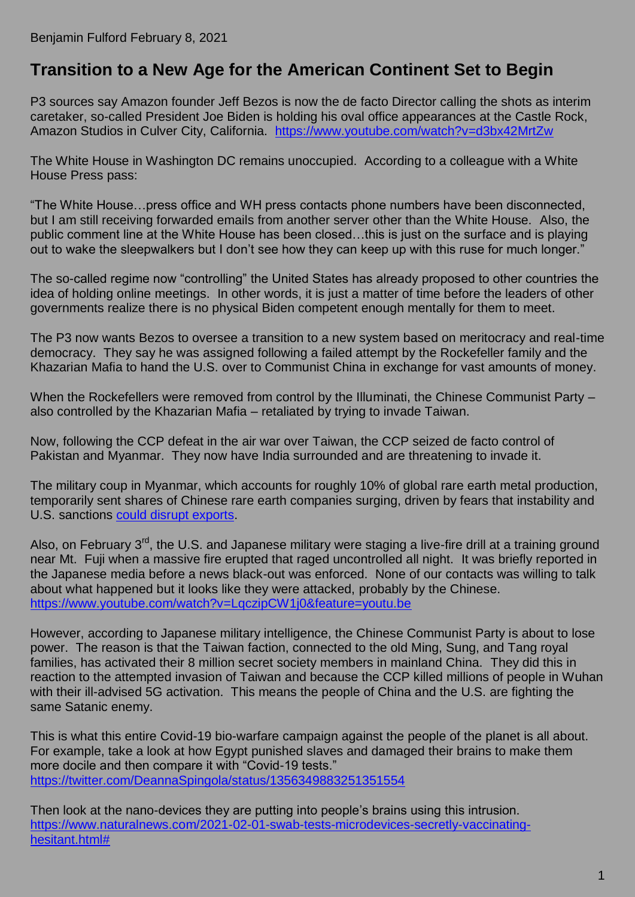Benjamin Fulford February 8, 2021

# Transition to a New Age for the American Continent Set to Begin

P3 sources say Amazon founder Jeff Bezos is now the de facto Director calling the shots as interim caretaker, so-called President Joe Biden is holding his oval office appearances at the Castle Rock, Amazon Studios in Culver City, California. https://www.youtube.com/watch?v=d3bx42MrtZw

The White House in Washington DC remains unoccupied. According to a colleague with a White House Press pass:

"The White House…press office and WH press contacts phone numbers have been disconnected, but I am still receiving forwarded emails from another server other than the White House. Also, the public comment line at the White House has been closed…this is just on the surface and is playing out to wake the sleepwalkers but I don't see how they can keep up with this ruse for much longer."

The so-called regime now "controlling" the United States has already proposed to other countries the idea of holding online meetings. In other words, it is just a matter of time before the leaders of other governments realize there is no physical Biden competent enough mentally for them to meet.

The P3 now wants Bezos to oversee a transition to a new system based on meritocracy and real-time democracy. They say he was assigned following a failed attempt by the Rockefeller family and the Khazarian Mafia to hand the U.S. over to Communist China in exchange for vast amounts of money.

When the Rockefellers were removed from control by the Illuminati, the Chinese Communist Party – also controlled by the Khazarian Mafia – retaliated by trying to invade Taiwan.

Now, following the CCP defeat in the air war over Taiwan, the CCP seized de facto control of Pakistan and Myanmar. They now have India surrounded and are threatening to invade it.

The military coup in Myanmar, which accounts for roughly 10% of global rare earth metal production, temporarily sent shares of Chinese rare earth companies surging, driven by fears that instability and U.S. sanctions could disrupt exports.

Also, on February 3rd, the U.S. and Japanese military were staging a live-fire drill at a training ground near Mt. Fuji when a massive fire erupted that raged uncontrolled all night. It was briefly reported in the Japanese media before a news black-out was enforced. None of our contacts was willing to talk about what happened but it looks like they were attacked, probably by the Chinese. https://www.youtube.com/watch?v=LqczipCW1j0&feature=youtu.be

However, according to Japanese military intelligence, the Chinese Communist Party is about to lose power. The reason is that the Taiwan faction, connected to the old Ming, Sung, and Tang royal families, has activated their 8 million secret society members in mainland China. They did this in reaction to the attempted invasion of Taiwan and because the CCP killed millions of people in Wuhan with their ill-advised 5G activation. This means the people of China and the U.S. are fighting the same Satanic enemy.

This is what this entire Covid-19 bio-warfare campaign against the people of the planet is all about. For example, take a look at how Egypt punished slaves and damaged their brains to make them more docile and then compare it with "Covid-19 tests." https://twitter.com/DeannaSpingola/status/1356349883251351554

Then look at the nano-devices they are putting into people's brains using this intrusion. https://www.naturalnews.com/2021-02-01-swab-tests-microdevices-secretly-vaccinating-hesitant.html#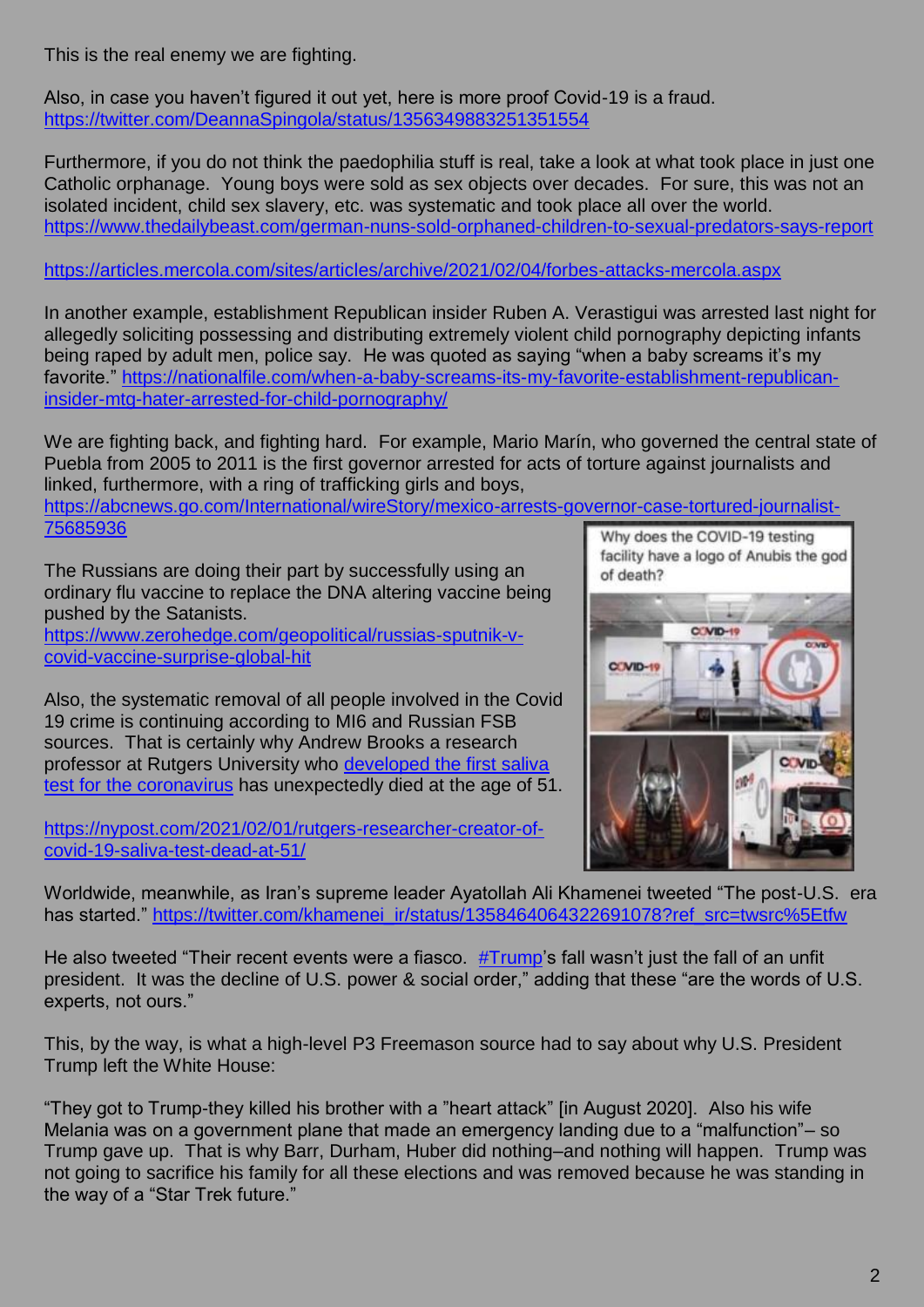This is the real enemy we are fighting.

Also, in case you haven't figured it out yet, here is more proof Covid-19 is a fraud. https://twitter.com/DeannaSpingola/status/1356349883251351554

Furthermore, if you do not think the paedophilia stuff is real, take a look at what took place in just one Catholic orphanage. Young boys were sold as sex objects over decades. For sure, this was not an isolated incident, child sex slavery, etc. was systematic and took place all over the world. https://www.thedailybeast.com/german-nuns-sold-orphaned-children-to-sexual-predators-says-report

https://articles.mercola.com/sites/articles/archive/2021/02/04/forbes-attacks-mercola.aspx

In another example, establishment Republican insider Ruben A. Verastigui was arrested last night for allegedly soliciting possessing and distributing extremely violent child pornography depicting infants being raped by adult men, police say. He was quoted as saying "when a baby screams it's my favorite." https://nationalfile.com/when-a-baby-screams-its-my-favorite-establishment-republican-insider-mtg-hater-arrested-for-child-pornography/

We are fighting back, and fighting hard. For example, Mario Marín, who governed the central state of Puebla from 2005 to 2011 is the first governor arrested for acts of torture against journalists and linked, furthermore, with a ring of trafficking girls and boys, https://abcnews.go.com/International/wireStory/mexico-arrests-governor-case-tortured-journalist-75685936

The Russians are doing their part by successfully using an ordinary flu vaccine to replace the DNA altering vaccine being pushed by the Satanists. https://www.zerohedge.com/geopolitical/russias-sputnik-v-covid-vaccine-surprise-global-hit

Also, the systematic removal of all people involved in the Covid 19 crime is continuing according to MI6 and Russian FSB sources. That is certainly why Andrew Brooks a research professor at Rutgers University who developed the first saliva test for the coronavirus has unexpectedly died at the age of 51.

https://nypost.com/2021/02/01/rutgers-researcher-creator-of-covid-19-saliva-test-dead-at-51/

Why does the COVID-19 testing facility have a logo of Anubis the god of death?

Worldwide, meanwhile, as Iran's supreme leader Ayatollah Ali Khamenei tweeted "The post-U.S. era has started." https://twitter.com/khamenei_ir/status/1358464064322691078?ref_src=twsrc%5Etfw

He also tweeted "Their recent events were a fiasco. #Trump's fall wasn't just the fall of an unfit president. It was the decline of U.S. power & social order," adding that these "are the words of U.S. experts, not ours."

This, by the way, is what a high-level P3 Freemason source had to say about why U.S. President Trump left the White House:

"They got to Trump-they killed his brother with a "heart attack" [in August 2020]. Also his wife Melania was on a government plane that made an emergency landing due to a "malfunction"– so Trump gave up. That is why Barr, Durham, Huber did nothing–and nothing will happen. Trump was not going to sacrifice his family for all these elections and was removed because he was standing in the way of a "Star Trek future."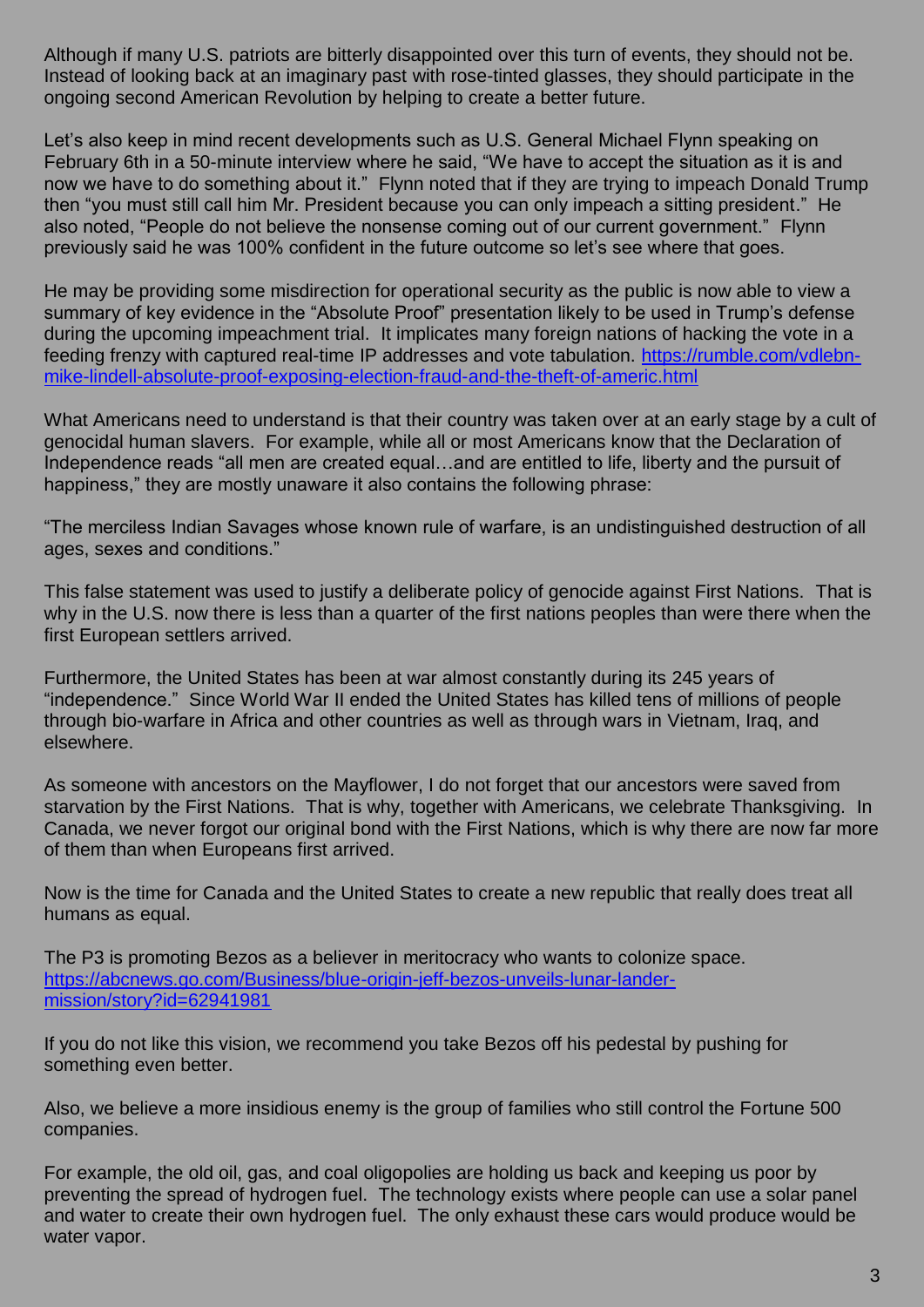Although if many U.S. patriots are bitterly disappointed over this turn of events, they should not be. Instead of looking back at an imaginary past with rose-tinted glasses, they should participate in the ongoing second American Revolution by helping to create a better future.

Let's also keep in mind recent developments such as U.S. General Michael Flynn speaking on February 6th in a 50-minute interview where he said, "We have to accept the situation as it is and now we have to do something about it." Flynn noted that if they are trying to impeach Donald Trump then "you must still call him Mr. President because you can only impeach a sitting president." He also noted, "People do not believe the nonsense coming out of our current government." Flynn previously said he was 100% confident in the future outcome so let's see where that goes.

He may be providing some misdirection for operational security as the public is now able to view a summary of key evidence in the "Absolute Proof" presentation likely to be used in Trump's defense during the upcoming impeachment trial. It implicates many foreign nations of hacking the vote in a feeding frenzy with captured real-time IP addresses and vote tabulation. [https://rumble.com/vdlebn-mike-lindell-absolute-proof-exposing-election-fraud-and-the-theft-of-americ.html](https://rumble.com/vdlebn-mike-lindell-absolute-proof-exposing-election-fraud-and-the-theft-of-americ.html)

What Americans need to understand is that their country was taken over at an early stage by a cult of genocidal human slavers. For example, while all or most Americans know that the Declaration of Independence reads "all men are created equal…and are entitled to life, liberty and the pursuit of happiness," they are mostly unaware it also contains the following phrase:

"The merciless Indian Savages whose known rule of warfare, is an undistinguished destruction of all ages, sexes and conditions."

This false statement was used to justify a deliberate policy of genocide against First Nations. That is why in the U.S. now there is less than a quarter of the first nations peoples than were there when the first European settlers arrived.

Furthermore, the United States has been at war almost constantly during its 245 years of "independence." Since World War II ended the United States has killed tens of millions of people through bio-warfare in Africa and other countries as well as through wars in Vietnam, Iraq, and elsewhere.

As someone with ancestors on the Mayflower, I do not forget that our ancestors were saved from starvation by the First Nations. That is why, together with Americans, we celebrate Thanksgiving. In Canada, we never forgot our original bond with the First Nations, which is why there are now far more of them than when Europeans first arrived.

Now is the time for Canada and the United States to create a new republic that really does treat all humans as equal.

The P3 is promoting Bezos as a believer in meritocracy who wants to colonize space. [https://abcnews.go.com/Business/blue-origin-jeff-bezos-unveils-lunar-lander-mission/story?id=62941981](https://abcnews.go.com/Business/blue-origin-jeff-bezos-unveils-lunar-lander-mission/story?id=62941981)

If you do not like this vision, we recommend you take Bezos off his pedestal by pushing for something even better.

Also, we believe a more insidious enemy is the group of families who still control the Fortune 500 companies.

For example, the old oil, gas, and coal oligopolies are holding us back and keeping us poor by preventing the spread of hydrogen fuel. The technology exists where people can use a solar panel and water to create their own hydrogen fuel. The only exhaust these cars would produce would be water vapor.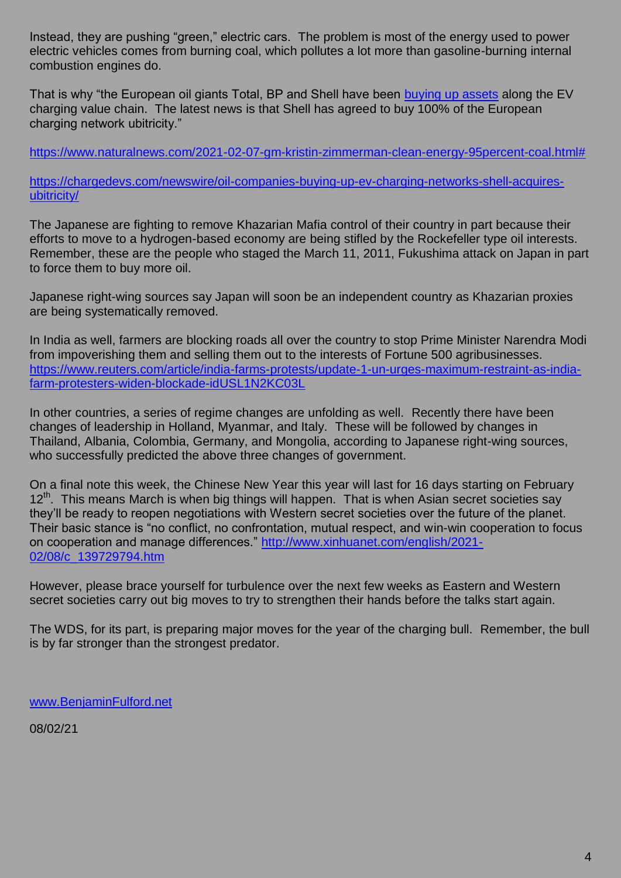Instead, they are pushing "green," electric cars. The problem is most of the energy used to power electric vehicles comes from burning coal, which pollutes a lot more than gasoline-burning internal combustion engines do.

That is why "the European oil giants Total, BP and Shell have been [buying up assets] along the EV charging value chain. The latest news is that Shell has agreed to buy 100% of the European charging network ubitricity."

https://www.naturalnews.com/2021-02-07-gm-kristin-zimmerman-clean-energy-95percent-coal.html#

https://chargedevs.com/newswire/oil-companies-buying-up-ev-charging-networks-shell-acquires-ubitricity/

The Japanese are fighting to remove Khazarian Mafia control of their country in part because their efforts to move to a hydrogen-based economy are being stifled by the Rockefeller type oil interests. Remember, these are the people who staged the March 11, 2011, Fukushima attack on Japan in part to force them to buy more oil.

Japanese right-wing sources say Japan will soon be an independent country as Khazarian proxies are being systematically removed.

In India as well, farmers are blocking roads all over the country to stop Prime Minister Narendra Modi from impoverishing them and selling them out to the interests of Fortune 500 agribusinesses. https://www.reuters.com/article/india-farms-protests/update-1-un-urges-maximum-restraint-as-india-farm-protesters-widen-blockade-idUSL1N2KC03L

In other countries, a series of regime changes are unfolding as well. Recently there have been changes of leadership in Holland, Myanmar, and Italy. These will be followed by changes in Thailand, Albania, Colombia, Germany, and Mongolia, according to Japanese right-wing sources, who successfully predicted the above three changes of government.

On a final note this week, the Chinese New Year this year will last for 16 days starting on February 12th. This means March is when big things will happen. That is when Asian secret societies say they'll be ready to reopen negotiations with Western secret societies over the future of the planet. Their basic stance is "no conflict, no confrontation, mutual respect, and win-win cooperation to focus on cooperation and manage differences." http://www.xinhuanet.com/english/2021-02/08/c_139729794.htm

However, please brace yourself for turbulence over the next few weeks as Eastern and Western secret societies carry out big moves to try to strengthen their hands before the talks start again.

The WDS, for its part, is preparing major moves for the year of the charging bull. Remember, the bull is by far stronger than the strongest predator.

www.BenjaminFulford.net

08/02/21